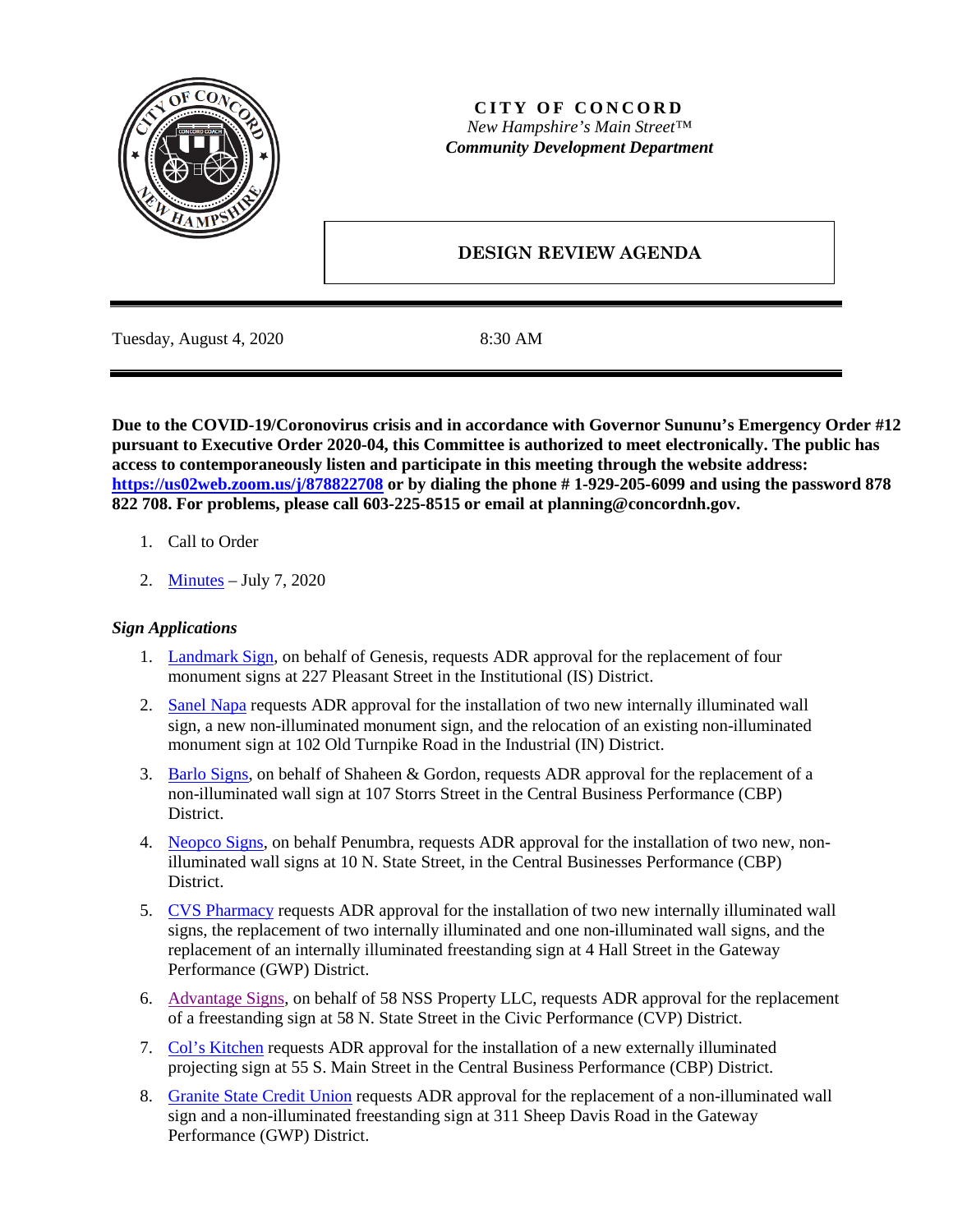**CITY OF CONCORD**
*New Hampshire's Main Street™*
***Community Development Department***

# DESIGN REVIEW AGENDA

Tuesday, August 4, 2020 8:30 AM

**Due to the COVID-19/Coronovirus crisis and in accordance with Governor Sununu's Emergency Order #12 pursuant to Executive Order 2020-04, this Committee is authorized to meet electronically. The public has access to contemporaneously listen and participate in this meeting through the website address: [https://us02web.zoom.us/j/878822708](https://us02web.zoom.us/j/878822708) or by dialing the phone # 1-929-205-6099 and using the password 878 822 708. For problems, please call 603-225-8515 or email at planning@concordnh.gov.**

1. Call to Order
2. Minutes – July 7, 2020

### *Sign Applications*

1. Landmark Sign, on behalf of Genesis, requests ADR approval for the replacement of four monument signs at 227 Pleasant Street in the Institutional (IS) District.
2. Sanel Napa requests ADR approval for the installation of two new internally illuminated wall sign, a new non-illuminated monument sign, and the relocation of an existing non-illuminated monument sign at 102 Old Turnpike Road in the Industrial (IN) District.
3. Barlo Signs, on behalf of Shaheen & Gordon, requests ADR approval for the replacement of a non-illuminated wall sign at 107 Storrs Street in the Central Business Performance (CBP) District.
4. Neopco Signs, on behalf Penumbra, requests ADR approval for the installation of two new, non-illuminated wall signs at 10 N. State Street, in the Central Businesses Performance (CBP) District.
5. CVS Pharmacy requests ADR approval for the installation of two new internally illuminated wall signs, the replacement of two internally illuminated and one non-illuminated wall signs, and the replacement of an internally illuminated freestanding sign at 4 Hall Street in the Gateway Performance (GWP) District.
6. Advantage Signs, on behalf of 58 NSS Property LLC, requests ADR approval for the replacement of a freestanding sign at 58 N. State Street in the Civic Performance (CVP) District.
7. Col's Kitchen requests ADR approval for the installation of a new externally illuminated projecting sign at 55 S. Main Street in the Central Business Performance (CBP) District.
8. Granite State Credit Union requests ADR approval for the replacement of a non-illuminated wall sign and a non-illuminated freestanding sign at 311 Sheep Davis Road in the Gateway Performance (GWP) District.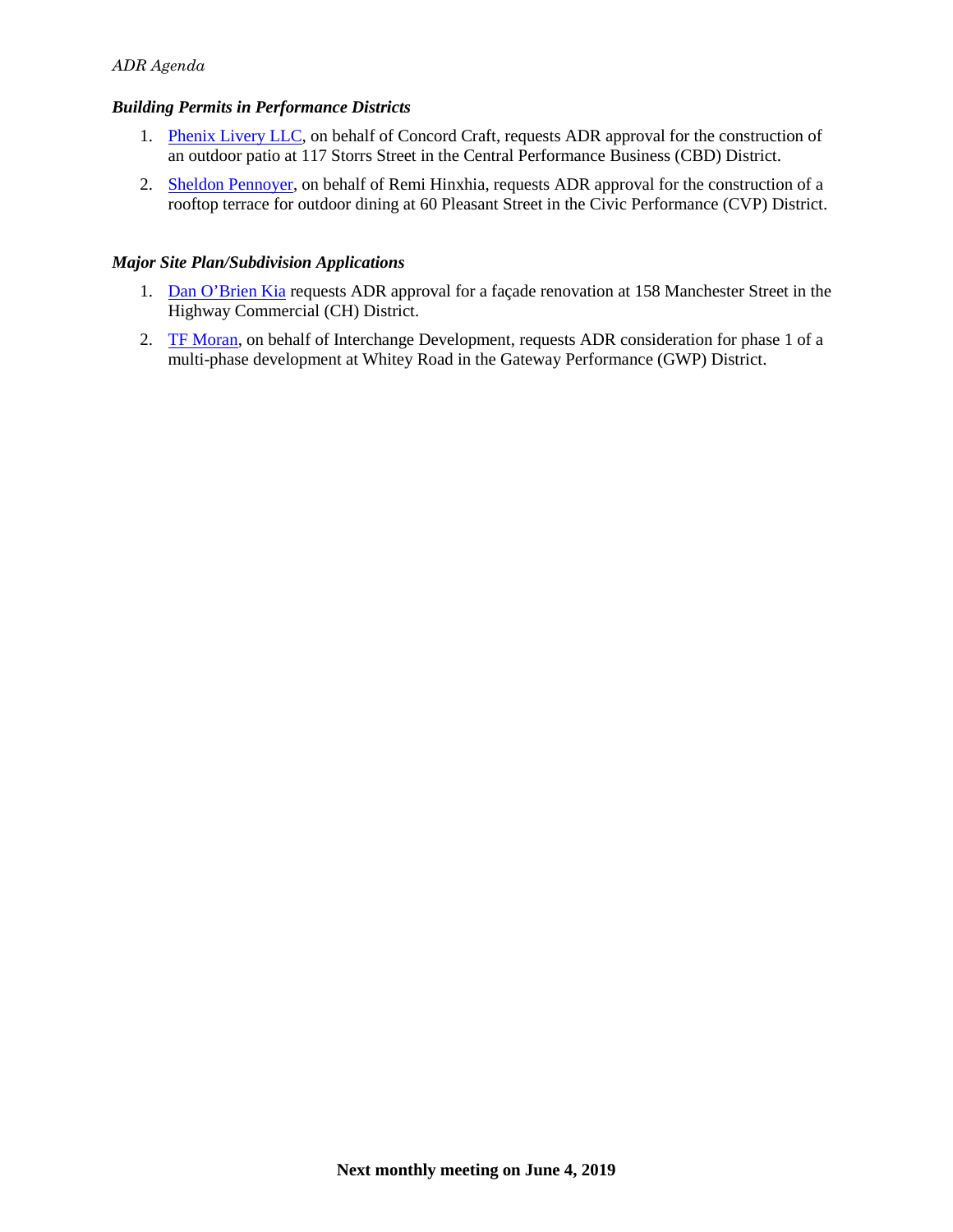### *Building Permits in Performance Districts*

1. Phenix Livery LLC, on behalf of Concord Craft, requests ADR approval for the construction of an outdoor patio at 117 Storrs Street in the Central Performance Business (CBD) District.
2. Sheldon Pennoyer, on behalf of Remi Hinxhia, requests ADR approval for the construction of a rooftop terrace for outdoor dining at 60 Pleasant Street in the Civic Performance (CVP) District.

### *Major Site Plan/Subdivision Applications*

1. Dan O'Brien Kia requests ADR approval for a façade renovation at 158 Manchester Street in the Highway Commercial (CH) District.
2. TF Moran, on behalf of Interchange Development, requests ADR consideration for phase 1 of a multi-phase development at Whitey Road in the Gateway Performance (GWP) District.

**Next monthly meeting on June 4, 2019**